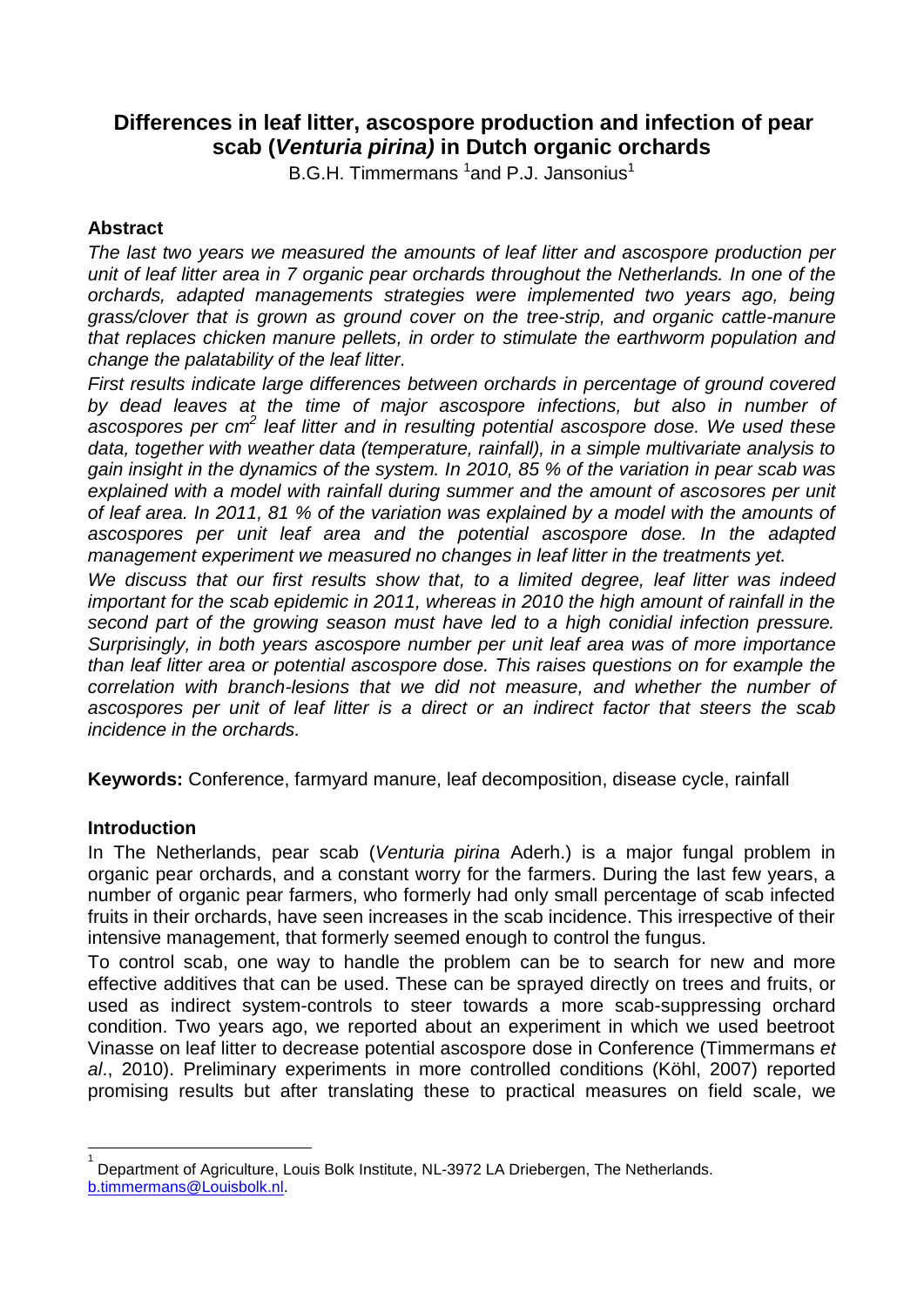# Differences in leaf litter, ascospore production and infection of pear scab (*Venturia pirina)* in Dutch organic orchards

B.G.H. Timmermans [1] and P.J. Jansonius[1]

## Abstract

*The last two years we measured the amounts of leaf litter and ascospore production per unit of leaf litter area in 7 organic pear orchards throughout the Netherlands. In one of the orchards, adapted managements strategies were implemented two years ago, being grass/clover that is grown as ground cover on the tree-strip, and organic cattle-manure that replaces chicken manure pellets, in order to stimulate the earthworm population and change the palatability of the leaf litter.*

*First results indicate large differences between orchards in percentage of ground covered by dead leaves at the time of major ascospore infections, but also in number of ascospores per cm$^2$ leaf litter and in resulting potential ascospore dose. We used these data, together with weather data (temperature, rainfall), in a simple multivariate analysis to gain insight in the dynamics of the system. In 2010, 85 % of the variation in pear scab was explained with a model with rainfall during summer and the amount of ascosores per unit of leaf area. In 2011, 81 % of the variation was explained by a model with the amounts of ascospores per unit leaf area and the potential ascospore dose. In the adapted management experiment we measured no changes in leaf litter in the treatments yet.*

*We discuss that our first results show that, to a limited degree, leaf litter was indeed important for the scab epidemic in 2011, whereas in 2010 the high amount of rainfall in the second part of the growing season must have led to a high conidial infection pressure. Surprisingly, in both years ascospore number per unit leaf area was of more importance than leaf litter area or potential ascospore dose. This raises questions on for example the correlation with branch-lesions that we did not measure, and whether the number of ascospores per unit of leaf litter is a direct or an indirect factor that steers the scab incidence in the orchards.*

**Keywords:** Conference, farmyard manure, leaf decomposition, disease cycle, rainfall

## Introduction

In The Netherlands, pear scab (*Venturia pirina* Aderh.) is a major fungal problem in organic pear orchards, and a constant worry for the farmers. During the last few years, a number of organic pear farmers, who formerly had only small percentage of scab infected fruits in their orchards, have seen increases in the scab incidence. This irrespective of their intensive management, that formerly seemed enough to control the fungus.

To control scab, one way to handle the problem can be to search for new and more effective additives that can be used. These can be sprayed directly on trees and fruits, or used as indirect system-controls to steer towards a more scab-suppressing orchard condition. Two years ago, we reported about an experiment in which we used beetroot Vinasse on leaf litter to decrease potential ascospore dose in Conference (Timmermans *et al*., 2010). Preliminary experiments in more controlled conditions (Köhl, 2007) reported promising results but after translating these to practical measures on field scale, we

[1] Department of Agriculture, Louis Bolk Institute, NL-3972 LA Driebergen, The Netherlands. b.timmermans@Louisbolk.nl.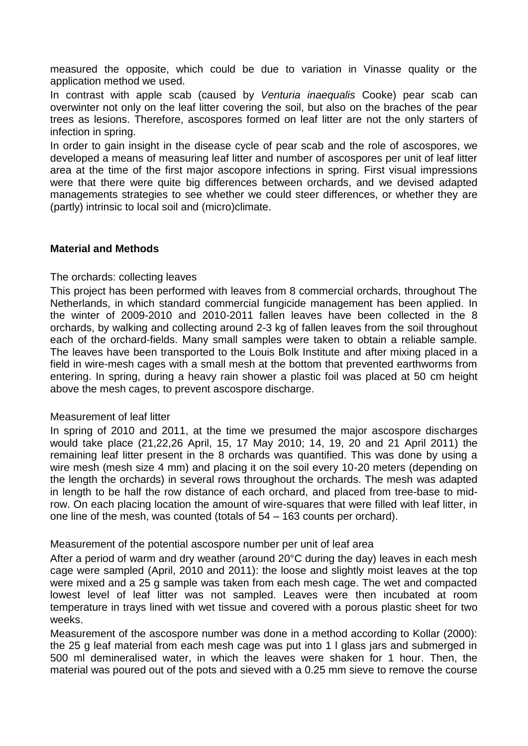measured the opposite, which could be due to variation in Vinasse quality or the application method we used.

In contrast with apple scab (caused by *Venturia inaequalis* Cooke) pear scab can overwinter not only on the leaf litter covering the soil, but also on the braches of the pear trees as lesions. Therefore, ascospores formed on leaf litter are not the only starters of infection in spring.

In order to gain insight in the disease cycle of pear scab and the role of ascospores, we developed a means of measuring leaf litter and number of ascospores per unit of leaf litter area at the time of the first major ascopore infections in spring. First visual impressions were that there were quite big differences between orchards, and we devised adapted managements strategies to see whether we could steer differences, or whether they are (partly) intrinsic to local soil and (micro)climate.

## Material and Methods

### The orchards: collecting leaves

This project has been performed with leaves from 8 commercial orchards, throughout The Netherlands, in which standard commercial fungicide management has been applied. In the winter of 2009-2010 and 2010-2011 fallen leaves have been collected in the 8 orchards, by walking and collecting around 2-3 kg of fallen leaves from the soil throughout each of the orchard-fields. Many small samples were taken to obtain a reliable sample. The leaves have been transported to the Louis Bolk Institute and after mixing placed in a field in wire-mesh cages with a small mesh at the bottom that prevented earthworms from entering. In spring, during a heavy rain shower a plastic foil was placed at 50 cm height above the mesh cages, to prevent ascospore discharge.

### Measurement of leaf litter

In spring of 2010 and 2011, at the time we presumed the major ascospore discharges would take place (21,22,26 April, 15, 17 May 2010; 14, 19, 20 and 21 April 2011) the remaining leaf litter present in the 8 orchards was quantified. This was done by using a wire mesh (mesh size 4 mm) and placing it on the soil every 10-20 meters (depending on the length the orchards) in several rows throughout the orchards. The mesh was adapted in length to be half the row distance of each orchard, and placed from tree-base to mid-row. On each placing location the amount of wire-squares that were filled with leaf litter, in one line of the mesh, was counted (totals of 54 – 163 counts per orchard).

### Measurement of the potential ascospore number per unit of leaf area

After a period of warm and dry weather (around 20°C during the day) leaves in each mesh cage were sampled (April, 2010 and 2011): the loose and slightly moist leaves at the top were mixed and a 25 g sample was taken from each mesh cage. The wet and compacted lowest level of leaf litter was not sampled. Leaves were then incubated at room temperature in trays lined with wet tissue and covered with a porous plastic sheet for two weeks.

Measurement of the ascospore number was done in a method according to Kollar (2000): the 25 g leaf material from each mesh cage was put into 1 l glass jars and submerged in 500 ml demineralised water, in which the leaves were shaken for 1 hour. Then, the material was poured out of the pots and sieved with a 0.25 mm sieve to remove the course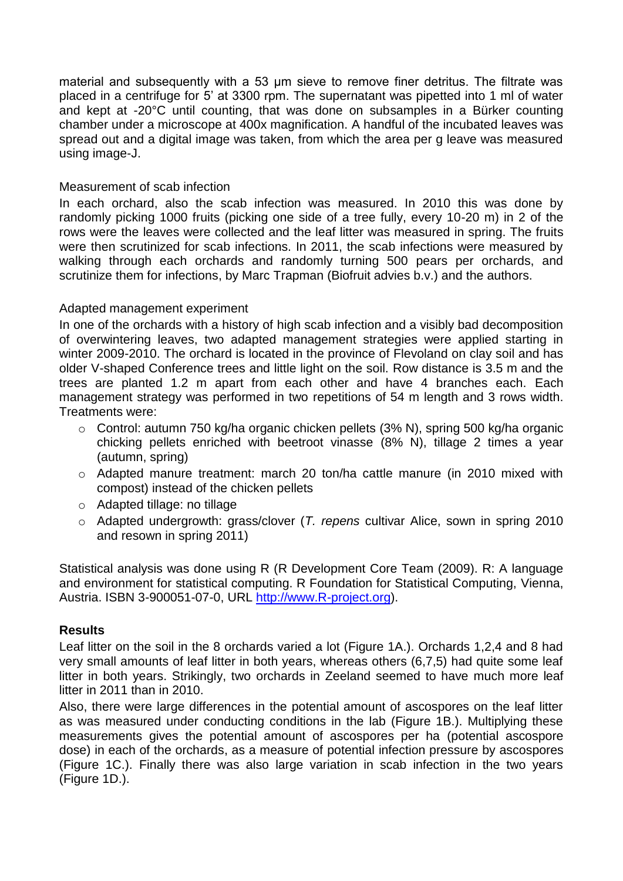material and subsequently with a 53 μm sieve to remove finer detritus. The filtrate was placed in a centrifuge for 5' at 3300 rpm. The supernatant was pipetted into 1 ml of water and kept at -20°C until counting, that was done on subsamples in a Bürker counting chamber under a microscope at 400x magnification. A handful of the incubated leaves was spread out and a digital image was taken, from which the area per g leave was measured using image-J.

Measurement of scab infection

In each orchard, also the scab infection was measured. In 2010 this was done by randomly picking 1000 fruits (picking one side of a tree fully, every 10-20 m) in 2 of the rows were the leaves were collected and the leaf litter was measured in spring. The fruits were then scrutinized for scab infections. In 2011, the scab infections were measured by walking through each orchards and randomly turning 500 pears per orchards, and scrutinize them for infections, by Marc Trapman (Biofruit advies b.v.) and the authors.

Adapted management experiment

In one of the orchards with a history of high scab infection and a visibly bad decomposition of overwintering leaves, two adapted management strategies were applied starting in winter 2009-2010. The orchard is located in the province of Flevoland on clay soil and has older V-shaped Conference trees and little light on the soil. Row distance is 3.5 m and the trees are planted 1.2 m apart from each other and have 4 branches each. Each management strategy was performed in two repetitions of 54 m length and 3 rows width. Treatments were:

- Control: autumn 750 kg/ha organic chicken pellets (3% N), spring 500 kg/ha organic chicking pellets enriched with beetroot vinasse (8% N), tillage 2 times a year (autumn, spring)
- Adapted manure treatment: march 20 ton/ha cattle manure (in 2010 mixed with compost) instead of the chicken pellets
- Adapted tillage: no tillage
- Adapted undergrowth: grass/clover (*T. repens* cultivar Alice, sown in spring 2010 and resown in spring 2011)

Statistical analysis was done using R (R Development Core Team (2009). R: A language and environment for statistical computing. R Foundation for Statistical Computing, Vienna, Austria. ISBN 3-900051-07-0, URL http://www.R-project.org).

## Results

Leaf litter on the soil in the 8 orchards varied a lot (Figure 1A.). Orchards 1,2,4 and 8 had very small amounts of leaf litter in both years, whereas others (6,7,5) had quite some leaf litter in both years. Strikingly, two orchards in Zeeland seemed to have much more leaf litter in 2011 than in 2010.

Also, there were large differences in the potential amount of ascospores on the leaf litter as was measured under conducting conditions in the lab (Figure 1B.). Multiplying these measurements gives the potential amount of ascospores per ha (potential ascospore dose) in each of the orchards, as a measure of potential infection pressure by ascospores (Figure 1C.). Finally there was also large variation in scab infection in the two years (Figure 1D.).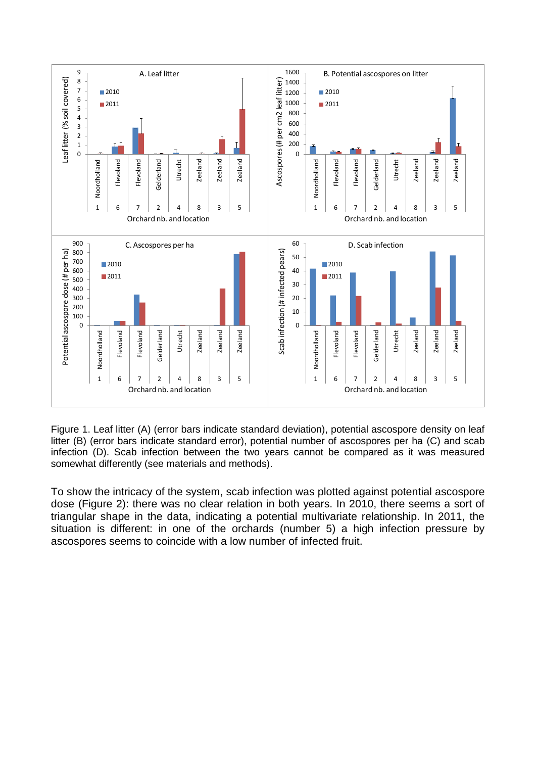Figure 1. Leaf litter (A) (error bars indicate standard deviation), potential ascospore density on leaf litter (B) (error bars indicate standard error), potential number of ascospores per ha (C) and scab infection (D). Scab infection between the two years cannot be compared as it was measured somewhat differently (see materials and methods).

To show the intricacy of the system, scab infection was plotted against potential ascospore dose (Figure 2): there was no clear relation in both years. In 2010, there seems a sort of triangular shape in the data, indicating a potential multivariate relationship. In 2011, the situation is different: in one of the orchards (number 5) a high infection pressure by ascospores seems to coincide with a low number of infected fruit.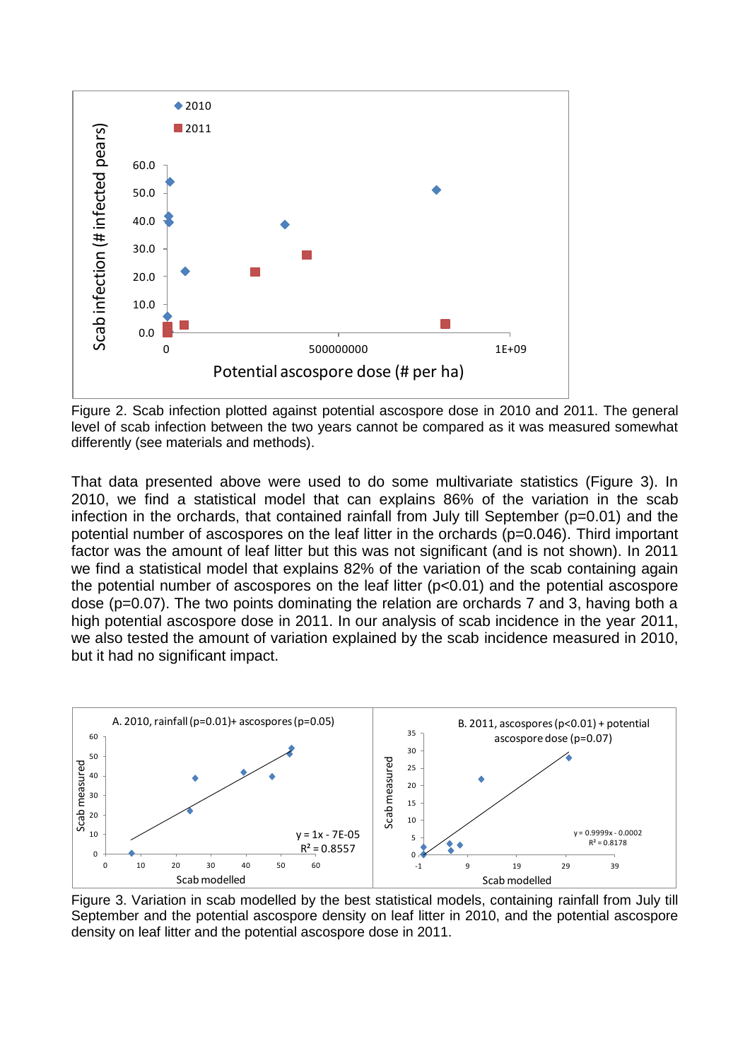Figure 2. Scab infection plotted against potential ascospore dose in 2010 and 2011. The general level of scab infection between the two years cannot be compared as it was measured somewhat differently (see materials and methods).

That data presented above were used to do some multivariate statistics (Figure 3). In 2010, we find a statistical model that can explains 86% of the variation in the scab infection in the orchards, that contained rainfall from July till September ($p=0.01$) and the potential number of ascospores on the leaf litter in the orchards ($p=0.046$). Third important factor was the amount of leaf litter but this was not significant (and is not shown). In 2011 we find a statistical model that explains 82% of the variation of the scab containing again the potential number of ascospores on the leaf litter ($p<0.01$) and the potential ascospore dose ($p=0.07$). The two points dominating the relation are orchards 7 and 3, having both a high potential ascospore dose in 2011. In our analysis of scab incidence in the year 2011, we also tested the amount of variation explained by the scab incidence measured in 2010, but it had no significant impact.

Figure 3. Variation in scab modelled by the best statistical models, containing rainfall from July till September and the potential ascospore density on leaf litter in 2010, and the potential ascospore density on leaf litter and the potential ascospore dose in 2011.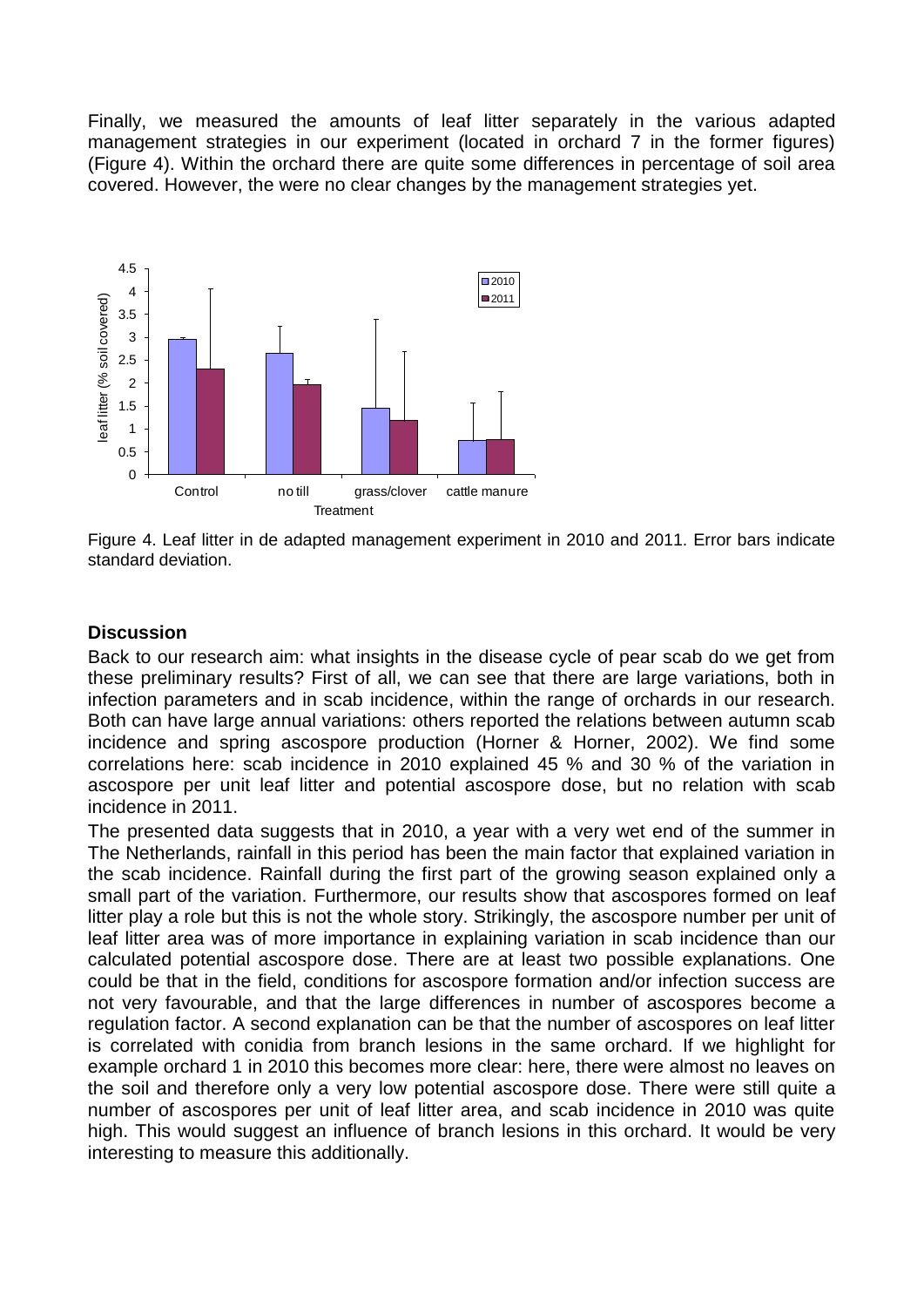Finally, we measured the amounts of leaf litter separately in the various adapted management strategies in our experiment (located in orchard 7 in the former figures) (Figure 4). Within the orchard there are quite some differences in percentage of soil area covered. However, the were no clear changes by the management strategies yet.

Figure 4. Leaf litter in de adapted management experiment in 2010 and 2011. Error bars indicate standard deviation.

## Discussion

Back to our research aim: what insights in the disease cycle of pear scab do we get from these preliminary results? First of all, we can see that there are large variations, both in infection parameters and in scab incidence, within the range of orchards in our research. Both can have large annual variations: others reported the relations between autumn scab incidence and spring ascospore production (Horner & Horner, 2002). We find some correlations here: scab incidence in 2010 explained 45 % and 30 % of the variation in ascospore per unit leaf litter and potential ascospore dose, but no relation with scab incidence in 2011.

The presented data suggests that in 2010, a year with a very wet end of the summer in The Netherlands, rainfall in this period has been the main factor that explained variation in the scab incidence. Rainfall during the first part of the growing season explained only a small part of the variation. Furthermore, our results show that ascospores formed on leaf litter play a role but this is not the whole story. Strikingly, the ascospore number per unit of leaf litter area was of more importance in explaining variation in scab incidence than our calculated potential ascospore dose. There are at least two possible explanations. One could be that in the field, conditions for ascospore formation and/or infection success are not very favourable, and that the large differences in number of ascospores become a regulation factor. A second explanation can be that the number of ascospores on leaf litter is correlated with conidia from branch lesions in the same orchard. If we highlight for example orchard 1 in 2010 this becomes more clear: here, there were almost no leaves on the soil and therefore only a very low potential ascospore dose. There were still quite a number of ascospores per unit of leaf litter area, and scab incidence in 2010 was quite high. This would suggest an influence of branch lesions in this orchard. It would be very interesting to measure this additionally.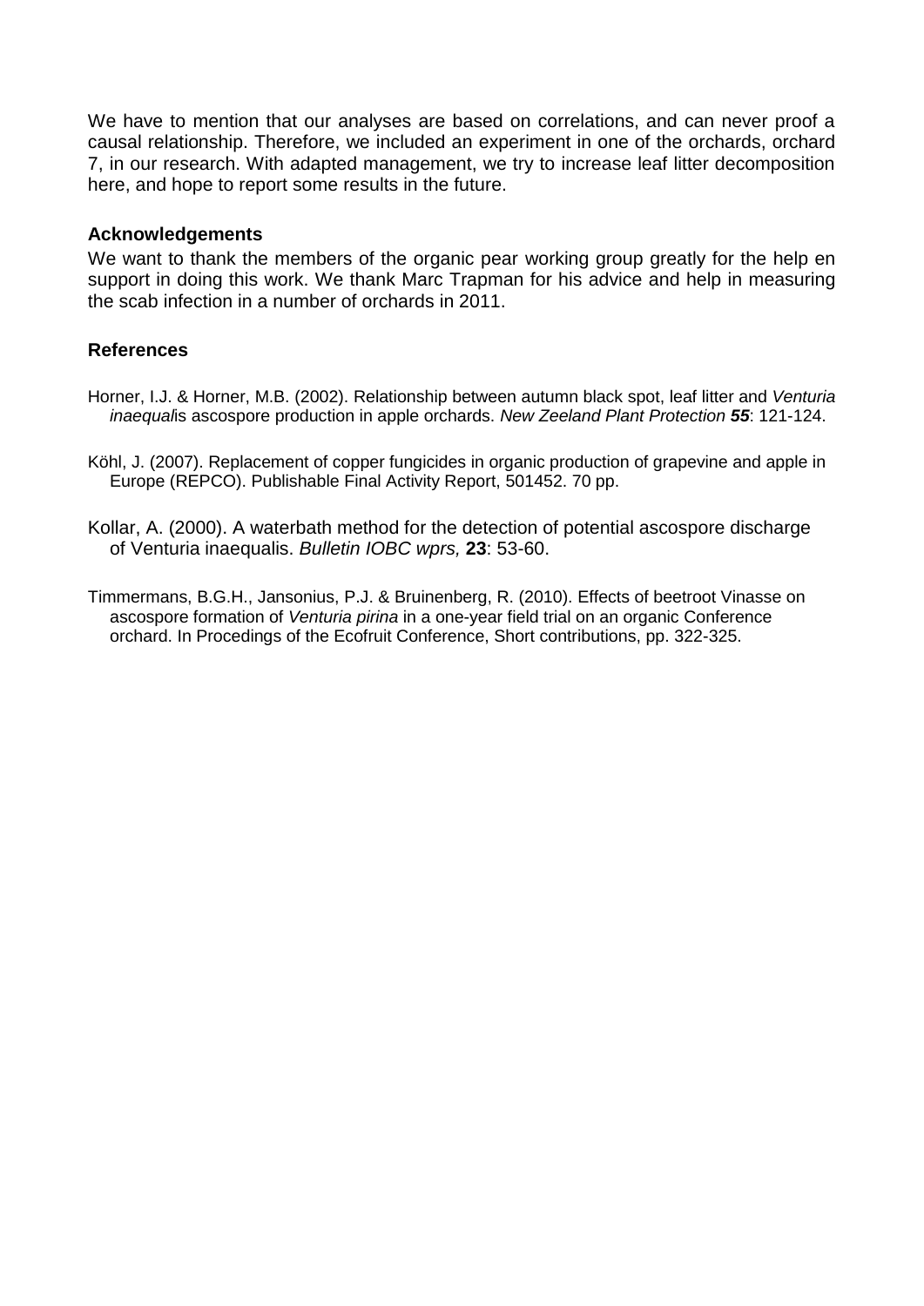We have to mention that our analyses are based on correlations, and can never proof a causal relationship. Therefore, we included an experiment in one of the orchards, orchard 7, in our research. With adapted management, we try to increase leaf litter decomposition here, and hope to report some results in the future.

## Acknowledgements

We want to thank the members of the organic pear working group greatly for the help en support in doing this work. We thank Marc Trapman for his advice and help in measuring the scab infection in a number of orchards in 2011.

## References

Horner, I.J. & Horner, M.B. (2002). Relationship between autumn black spot, leaf litter and *Venturia inaequal*is ascospore production in apple orchards. *New Zeeland Plant Protection **55***: 121-124.

Köhl, J. (2007). Replacement of copper fungicides in organic production of grapevine and apple in Europe (REPCO). Publishable Final Activity Report, 501452. 70 pp.

Kollar, A. (2000). A waterbath method for the detection of potential ascospore discharge of Venturia inaequalis. *Bulletin IOBC wprs,* **23**: 53-60.

Timmermans, B.G.H., Jansonius, P.J. & Bruinenberg, R. (2010). Effects of beetroot Vinasse on ascospore formation of *Venturia pirina* in a one-year field trial on an organic Conference orchard. In Procedings of the Ecofruit Conference, Short contributions, pp. 322-325.